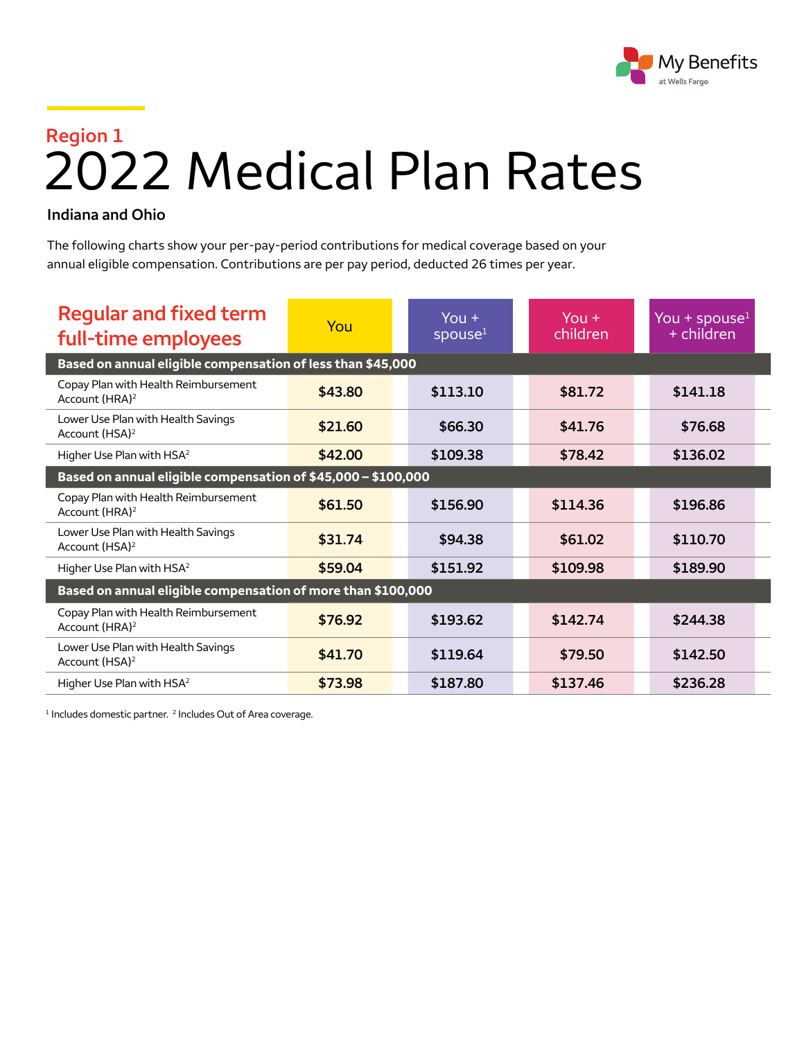My Benefits at Wells Fargo

## Region 1

# 2022 Medical Plan Rates

**Indiana and Ohio**

The following charts show your per-pay-period contributions for medical coverage based on your annual eligible compensation. Contributions are per pay period, deducted 26 times per year.

| Regular and fixed term full-time employees | You | You + spouse[1] | You + children | You + spouse[1] + children |
|---|---|---|---|---|
| **Based on annual eligible compensation of less than $45,000** | | | | |
| Copay Plan with Health Reimbursement Account (HRA)[2] | $43.80 | $113.10 | $81.72 | $141.18 |
| Lower Use Plan with Health Savings Account (HSA)[2] | $21.60 | $66.30 | $41.76 | $76.68 |
| Higher Use Plan with HSA[2] | $42.00 | $109.38 | $78.42 | $136.02 |
| **Based on annual eligible compensation of $45,000 – $100,000** | | | | |
| Copay Plan with Health Reimbursement Account (HRA)[2] | $61.50 | $156.90 | $114.36 | $196.86 |
| Lower Use Plan with Health Savings Account (HSA)[2] | $31.74 | $94.38 | $61.02 | $110.70 |
| Higher Use Plan with HSA[2] | $59.04 | $151.92 | $109.98 | $189.90 |
| **Based on annual eligible compensation of more than $100,000** | | | | |
| Copay Plan with Health Reimbursement Account (HRA)[2] | $76.92 | $193.62 | $142.74 | $244.38 |
| Lower Use Plan with Health Savings Account (HSA)[2] | $41.70 | $119.64 | $79.50 | $142.50 |
| Higher Use Plan with HSA[2] | $73.98 | $187.80 | $137.46 | $236.28 |

[1] Includes domestic partner. [2] Includes Out of Area coverage.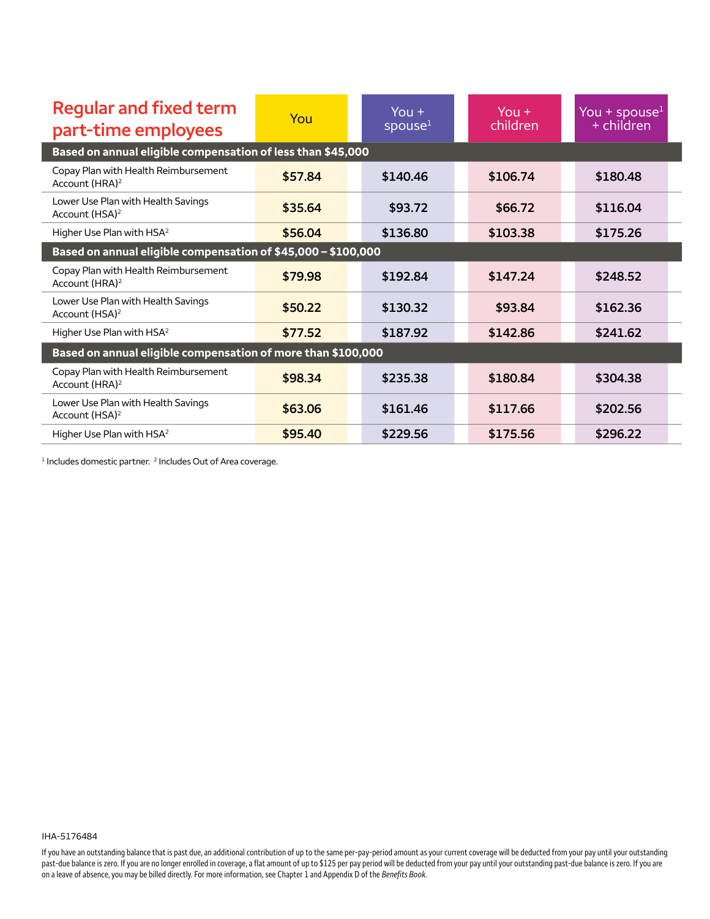| Regular and fixed term part-time employees | You | You + spouse[1] | You + children | You + spouse[1] + children |
| --- | --- | --- | --- | --- |
| **Based on annual eligible compensation of less than $45,000** | | | | |
| Copay Plan with Health Reimbursement Account (HRA)[2] | **$57.84** | **$140.46** | **$106.74** | **$180.48** |
| Lower Use Plan with Health Savings Account (HSA)[2] | **$35.64** | **$93.72** | **$66.72** | **$116.04** |
| Higher Use Plan with HSA[2] | **$56.04** | **$136.80** | **$103.38** | **$175.26** |
| **Based on annual eligible compensation of $45,000 – $100,000** | | | | |
| Copay Plan with Health Reimbursement Account (HRA)[2] | **$79.98** | **$192.84** | **$147.24** | **$248.52** |
| Lower Use Plan with Health Savings Account (HSA)[2] | **$50.22** | **$130.32** | **$93.84** | **$162.36** |
| Higher Use Plan with HSA[2] | **$77.52** | **$187.92** | **$142.86** | **$241.62** |
| **Based on annual eligible compensation of more than $100,000** | | | | |
| Copay Plan with Health Reimbursement Account (HRA)[2] | **$98.34** | **$235.38** | **$180.84** | **$304.38** |
| Lower Use Plan with Health Savings Account (HSA)[2] | **$63.06** | **$161.46** | **$117.66** | **$202.56** |
| Higher Use Plan with HSA[2] | **$95.40** | **$229.56** | **$175.56** | **$296.22** |

[1] Includes domestic partner. [2] Includes Out of Area coverage.

IHA-5176484

If you have an outstanding balance that is past due, an additional contribution of up to the same per-pay-period amount as your current coverage will be deducted from your pay until your outstanding past-due balance is zero. If you are no longer enrolled in coverage, a flat amount of up to $125 per pay period will be deducted from your pay until your outstanding past-due balance is zero. If you are on a leave of absence, you may be billed directly. For more information, see Chapter 1 and Appendix D of the *Benefits Book*.